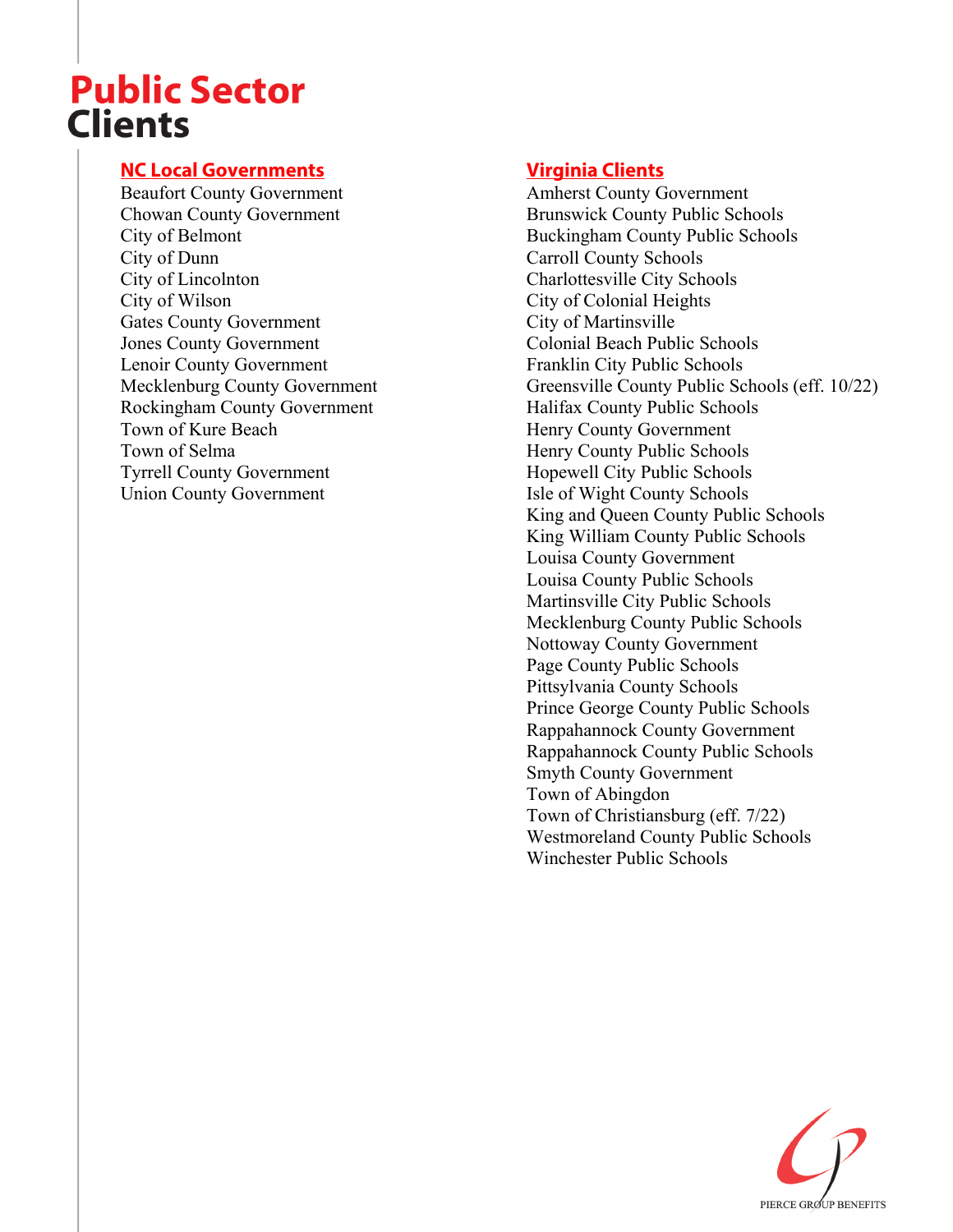# Public Sector Clients

## NC Local Governments

Beaufort County Government
Chowan County Government
City of Belmont
City of Dunn
City of Lincolnton
City of Wilson
Gates County Government
Jones County Government
Lenoir County Government
Mecklenburg County Government
Rockingham County Government
Town of Kure Beach
Town of Selma
Tyrrell County Government
Union County Government

## Virginia Clients

Amherst County Government
Brunswick County Public Schools
Buckingham County Public Schools
Carroll County Schools
Charlottesville City Schools
City of Colonial Heights
City of Martinsville
Colonial Beach Public Schools
Franklin City Public Schools
Greensville County Public Schools (eff. 10/22)
Halifax County Public Schools
Henry County Government
Henry County Public Schools
Hopewell City Public Schools
Isle of Wight County Schools
King and Queen County Public Schools
King William County Public Schools
Louisa County Government
Louisa County Public Schools
Martinsville City Public Schools
Mecklenburg County Public Schools
Nottoway County Government
Page County Public Schools
Pittsylvania County Schools
Prince George County Public Schools
Rappahannock County Government
Rappahannock County Public Schools
Smyth County Government
Town of Abingdon
Town of Christiansburg (eff. 7/22)
Westmoreland County Public Schools
Winchester Public Schools

PIERCE GROUP BENEFITS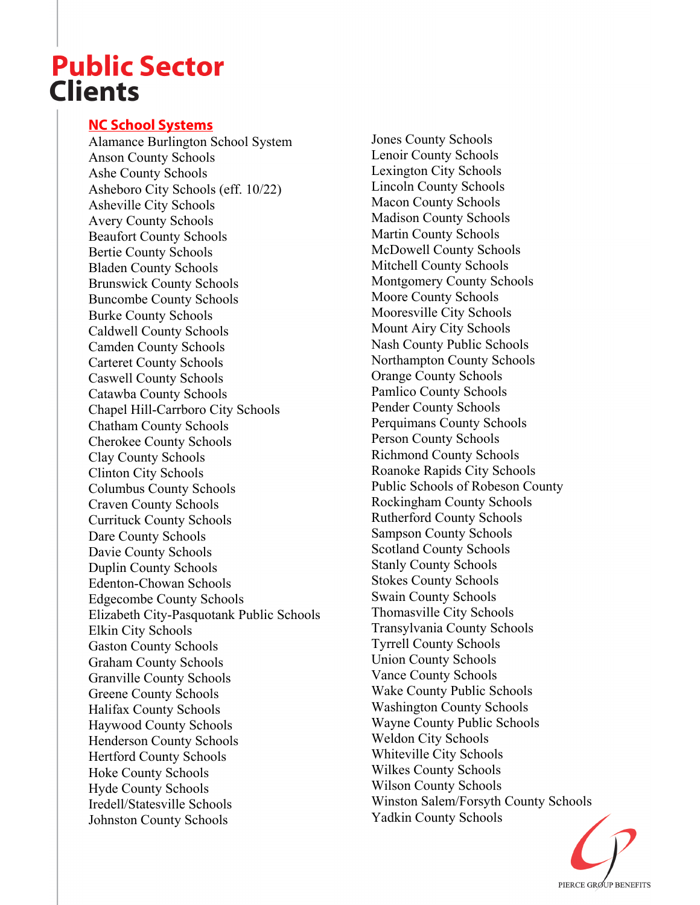# **Public Sector Clients**

## NC School Systems

Alamance Burlington School System
Anson County Schools
Ashe County Schools
Asheboro City Schools (eff. 10/22)
Asheville City Schools
Avery County Schools
Beaufort County Schools
Bertie County Schools
Bladen County Schools
Brunswick County Schools
Buncombe County Schools
Burke County Schools
Caldwell County Schools
Camden County Schools
Carteret County Schools
Caswell County Schools
Catawba County Schools
Chapel Hill-Carrboro City Schools
Chatham County Schools
Cherokee County Schools
Clay County Schools
Clinton City Schools
Columbus County Schools
Craven County Schools
Currituck County Schools
Dare County Schools
Davie County Schools
Duplin County Schools
Edenton-Chowan Schools
Edgecombe County Schools
Elizabeth City-Pasquotank Public Schools
Elkin City Schools
Gaston County Schools
Graham County Schools
Granville County Schools
Greene County Schools
Halifax County Schools
Haywood County Schools
Henderson County Schools
Hertford County Schools
Hoke County Schools
Hyde County Schools
Iredell/Statesville Schools
Johnston County Schools
Jones County Schools
Lenoir County Schools
Lexington City Schools
Lincoln County Schools
Macon County Schools
Madison County Schools
Martin County Schools
McDowell County Schools
Mitchell County Schools
Montgomery County Schools
Moore County Schools
Mooresville City Schools
Mount Airy City Schools
Nash County Public Schools
Northampton County Schools
Orange County Schools
Pamlico County Schools
Pender County Schools
Perquimans County Schools
Person County Schools
Richmond County Schools
Roanoke Rapids City Schools
Public Schools of Robeson County
Rockingham County Schools
Rutherford County Schools
Sampson County Schools
Scotland County Schools
Stanly County Schools
Stokes County Schools
Swain County Schools
Thomasville City Schools
Transylvania County Schools
Tyrrell County Schools
Union County Schools
Vance County Schools
Wake County Public Schools
Washington County Schools
Wayne County Public Schools
Weldon City Schools
Whiteville City Schools
Wilkes County Schools
Wilson County Schools
Winston Salem/Forsyth County Schools
Yadkin County Schools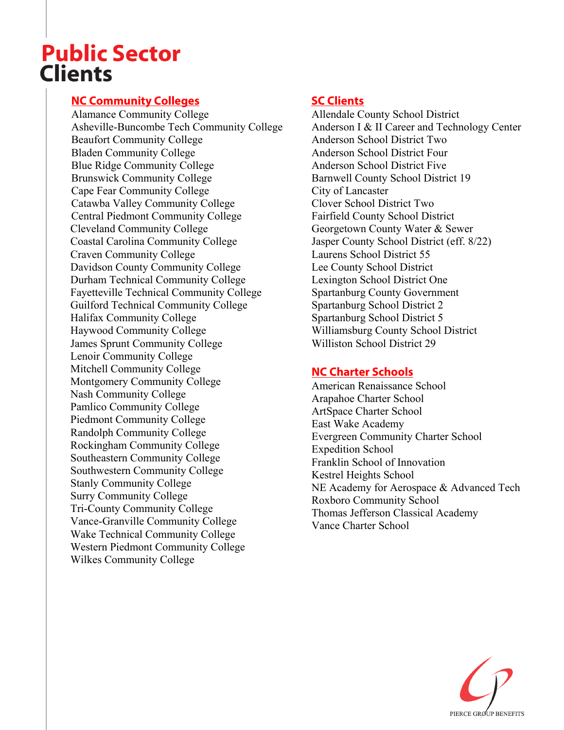# Public Sector Clients

## NC Community Colleges

Alamance Community College
Asheville-Buncombe Tech Community College
Beaufort Community College
Bladen Community College
Blue Ridge Community College
Brunswick Community College
Cape Fear Community College
Catawba Valley Community College
Central Piedmont Community College
Cleveland Community College
Coastal Carolina Community College
Craven Community College
Davidson County Community College
Durham Technical Community College
Fayetteville Technical Community College
Guilford Technical Community College
Halifax Community College
Haywood Community College
James Sprunt Community College
Lenoir Community College
Mitchell Community College
Montgomery Community College
Nash Community College
Pamlico Community College
Piedmont Community College
Randolph Community College
Rockingham Community College
Southeastern Community College
Southwestern Community College
Stanly Community College
Surry Community College
Tri-County Community College
Vance-Granville Community College
Wake Technical Community College
Western Piedmont Community College
Wilkes Community College

## SC Clients

Allendale County School District
Anderson I & II Career and Technology Center
Anderson School District Two
Anderson School District Four
Anderson School District Five
Barnwell County School District 19
City of Lancaster
Clover School District Two
Fairfield County School District
Georgetown County Water & Sewer
Jasper County School District (eff. 8/22)
Laurens School District 55
Lee County School District
Lexington School District One
Spartanburg County Government
Spartanburg School District 2
Spartanburg School District 5
Williamsburg County School District
Williston School District 29

## NC Charter Schools

American Renaissance School
Arapahoe Charter School
ArtSpace Charter School
East Wake Academy
Evergreen Community Charter School
Expedition School
Franklin School of Innovation
Kestrel Heights School
NE Academy for Aerospace & Advanced Tech
Roxboro Community School
Thomas Jefferson Classical Academy
Vance Charter School

PIERCE GROUP BENEFITS